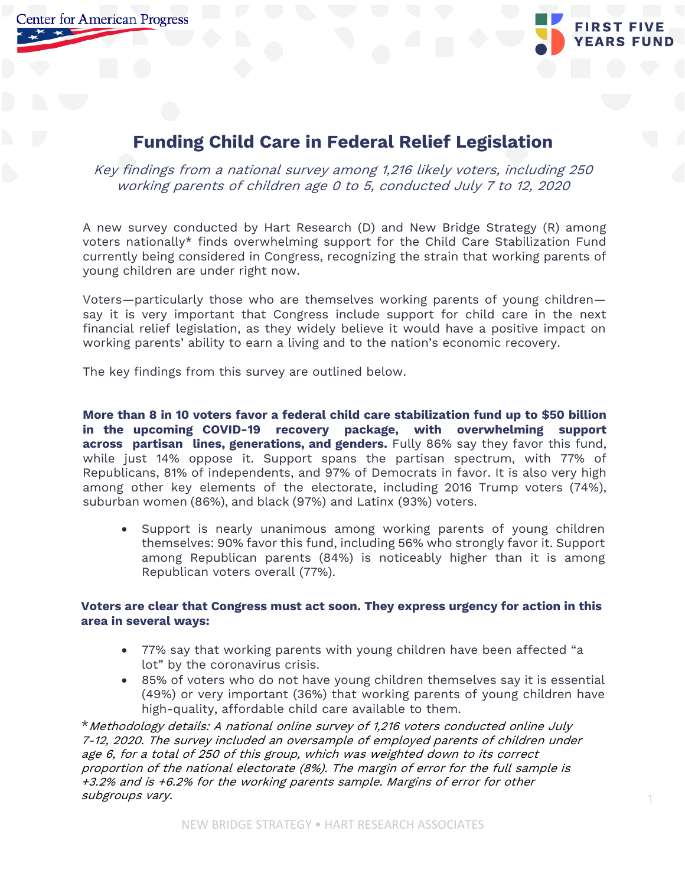# Funding Child Care in Federal Relief Legislation

*Key findings from a national survey among 1,216 likely voters, including 250 working parents of children age 0 to 5, conducted July 7 to 12, 2020*

A new survey conducted by Hart Research (D) and New Bridge Strategy (R) among voters nationally* finds overwhelming support for the Child Care Stabilization Fund currently being considered in Congress, recognizing the strain that working parents of young children are under right now.

Voters—particularly those who are themselves working parents of young children—say it is very important that Congress include support for child care in the next financial relief legislation, as they widely believe it would have a positive impact on working parents' ability to earn a living and to the nation's economic recovery.

The key findings from this survey are outlined below.

**More than 8 in 10 voters favor a federal child care stabilization fund up to $50 billion in the upcoming COVID-19 recovery package, with overwhelming support across partisan lines, generations, and genders.** Fully 86% say they favor this fund, while just 14% oppose it. Support spans the partisan spectrum, with 77% of Republicans, 81% of independents, and 97% of Democrats in favor. It is also very high among other key elements of the electorate, including 2016 Trump voters (74%), suburban women (86%), and black (97%) and Latinx (93%) voters.

- Support is nearly unanimous among working parents of young children themselves: 90% favor this fund, including 56% who strongly favor it. Support among Republican parents (84%) is noticeably higher than it is among Republican voters overall (77%).

**Voters are clear that Congress must act soon. They express urgency for action in this area in several ways:**

- 77% say that working parents with young children have been affected "a lot" by the coronavirus crisis.
- 85% of voters who do not have young children themselves say it is essential (49%) or very important (36%) that working parents of young children have high-quality, affordable child care available to them.

*\*Methodology details: A national online survey of 1,216 voters conducted online July 7-12, 2020. The survey included an oversample of employed parents of children under age 6, for a total of 250 of this group, which was weighted down to its correct proportion of the national electorate (8%). The margin of error for the full sample is +3.2% and is +6.2% for the working parents sample. Margins of error for other subgroups vary.*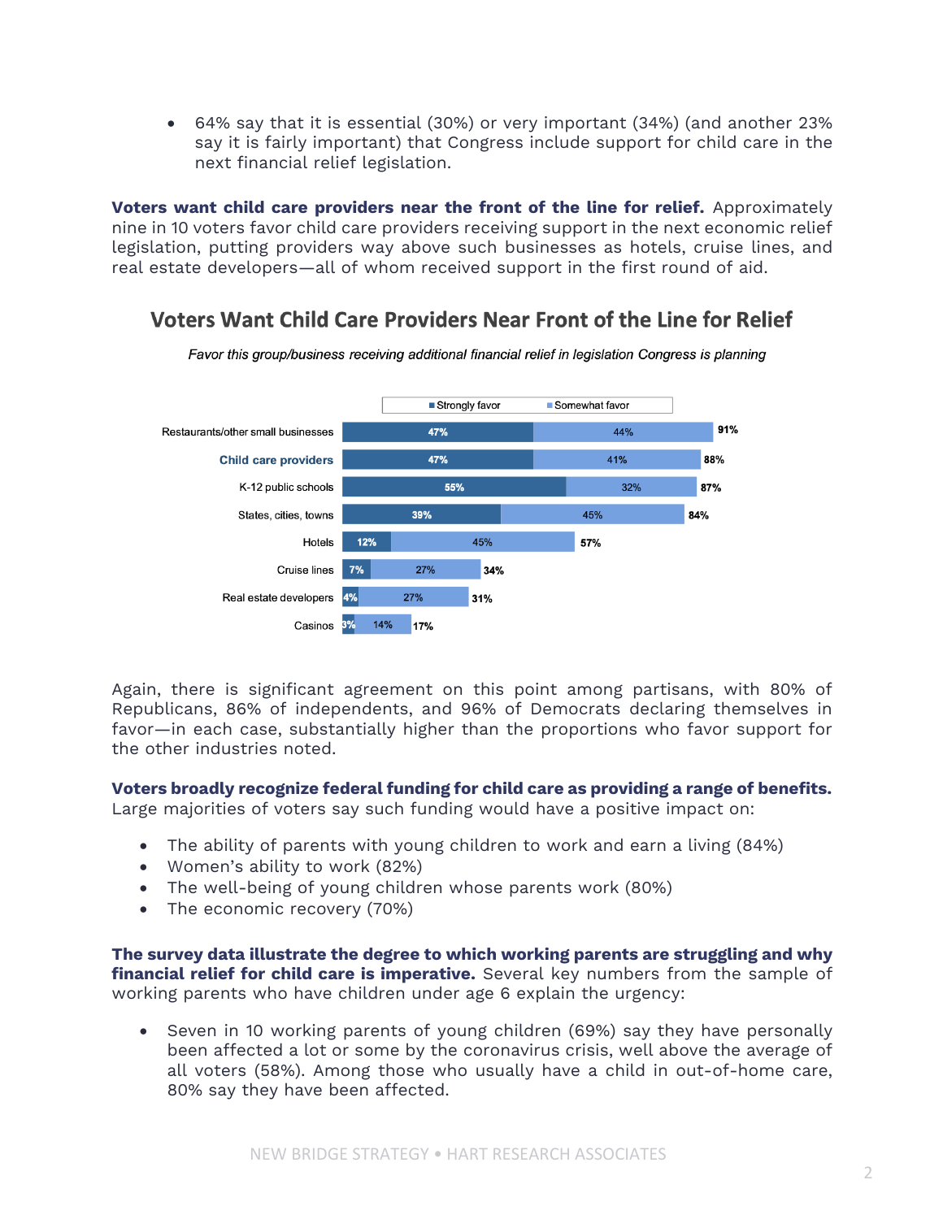- 64% say that it is essential (30%) or very important (34%) (and another 23% say it is fairly important) that Congress include support for child care in the next financial relief legislation.

**Voters want child care providers near the front of the line for relief.** Approximately nine in 10 voters favor child care providers receiving support in the next economic relief legislation, putting providers way above such businesses as hotels, cruise lines, and real estate developers—all of whom received support in the first round of aid.

## Voters Want Child Care Providers Near Front of the Line for Relief

*Favor this group/business receiving additional financial relief in legislation Congress is planning*

| | Strongly favor | Somewhat favor | Total |
|---|---|---|---|
| Restaurants/other small businesses | 47% | 44% | 91% |
| **Child care providers** | 47% | 41% | 88% |
| K-12 public schools | 55% | 32% | 87% |
| States, cities, towns | 39% | 45% | 84% |
| Hotels | 12% | 45% | 57% |
| Cruise lines | 7% | 27% | 34% |
| Real estate developers | 4% | 27% | 31% |
| Casinos | 3% | 14% | 17% |

Again, there is significant agreement on this point among partisans, with 80% of Republicans, 86% of independents, and 96% of Democrats declaring themselves in favor—in each case, substantially higher than the proportions who favor support for the other industries noted.

**Voters broadly recognize federal funding for child care as providing a range of benefits.** Large majorities of voters say such funding would have a positive impact on:

- The ability of parents with young children to work and earn a living (84%)
- Women's ability to work (82%)
- The well-being of young children whose parents work (80%)
- The economic recovery (70%)

**The survey data illustrate the degree to which working parents are struggling and why financial relief for child care is imperative.** Several key numbers from the sample of working parents who have children under age 6 explain the urgency:

- Seven in 10 working parents of young children (69%) say they have personally been affected a lot or some by the coronavirus crisis, well above the average of all voters (58%). Among those who usually have a child in out-of-home care, 80% say they have been affected.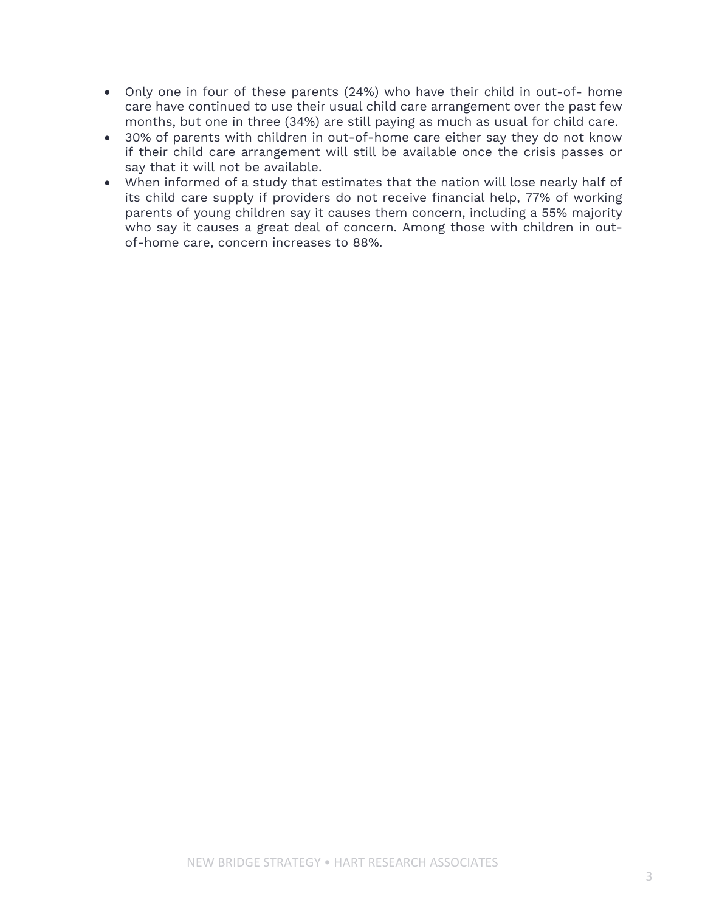- Only one in four of these parents (24%) who have their child in out-of- home care have continued to use their usual child care arrangement over the past few months, but one in three (34%) are still paying as much as usual for child care.
- 30% of parents with children in out-of-home care either say they do not know if their child care arrangement will still be available once the crisis passes or say that it will not be available.
- When informed of a study that estimates that the nation will lose nearly half of its child care supply if providers do not receive financial help, 77% of working parents of young children say it causes them concern, including a 55% majority who say it causes a great deal of concern. Among those with children in out-of-home care, concern increases to 88%.